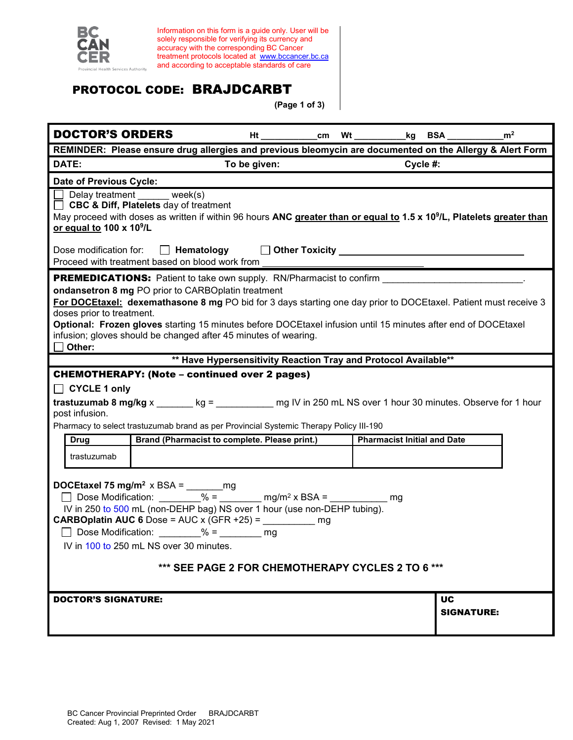BC CANCER
Provincial Health Services Authority

Information on this form is a guide only. User will be solely responsible for verifying its currency and accuracy with the corresponding BC Cancer treatment protocols located at www.bccancer.bc.ca and according to acceptable standards of care

## PROTOCOL CODE: BRAJDCARBT

(Page 1 of 3)

**DOCTOR'S ORDERS** Ht ___________cm Wt __________kg BSA ___________$m^2$

**REMINDER: Please ensure drug allergies and previous bleomycin are documented on the Allergy & Alert Form**

**DATE:** **To be given:** **Cycle #:**

**Date of Previous Cycle:**

☐ Delay treatment ______ week(s)
☐ **CBC & Diff, Platelets** day of treatment

May proceed with doses as written if within 96 hours **ANC** **greater than or equal to** **1.5 x $10^9$/L**, **Platelets** **greater than or equal to** **100 x $10^9$/L**

Dose modification for: ☐ **Hematology** ☐ **Other Toxicity** ______________________________
Proceed with treatment based on blood work from ______________________________

**PREMEDICATIONS:** Patient to take own supply. RN/Pharmacist to confirm ___________________________.
**ondansetron 8 mg** PO prior to CARBOplatin treatment
**For DOCEtaxel:** **dexamethasone 8 mg** PO bid for 3 days starting one day prior to DOCEtaxel. Patient must receive 3 doses prior to treatment.
**Optional: Frozen gloves** starting 15 minutes before DOCEtaxel infusion until 15 minutes after end of DOCEtaxel infusion; gloves should be changed after 45 minutes of wearing.
☐ **Other:**

**\*\* Have Hypersensitivity Reaction Tray and Protocol Available\*\***

**CHEMOTHERAPY: (Note – continued over 2 pages)**

☐ **CYCLE 1 only**

**trastuzumab 8 mg/kg** x _______ kg = ___________ mg IV in 250 mL NS over 1 hour 30 minutes. Observe for 1 hour post infusion.

Pharmacy to select trastuzumab brand as per Provincial Systemic Therapy Policy III-190

| Drug | Brand (Pharmacist to complete. Please print.) | Pharmacist Initial and Date |
|---|---|---|
| trastuzumab | | |

**DOCEtaxel 75 mg/$m^2$** x BSA = _______mg
☐ Dose Modification: ________% = ________ mg/$m^2$ x BSA = ___________ mg
IV in 250 to 500 mL (non-DEHP bag) NS over 1 hour (use non-DEHP tubing).

**CARBOplatin AUC 6** Dose = AUC x (GFR +25) = __________ mg
☐ Dose Modification: ________% = ________ mg
IV in 100 to 250 mL NS over 30 minutes.

**\*\*\* SEE PAGE 2 FOR CHEMOTHERAPY CYCLES 2 TO 6 \*\*\***

| DOCTOR'S SIGNATURE: | UC SIGNATURE: |
|---|---|
| | |

BC Cancer Provincial Preprinted Order BRAJDCARBT
Created: Aug 1, 2007 Revised: 1 May 2021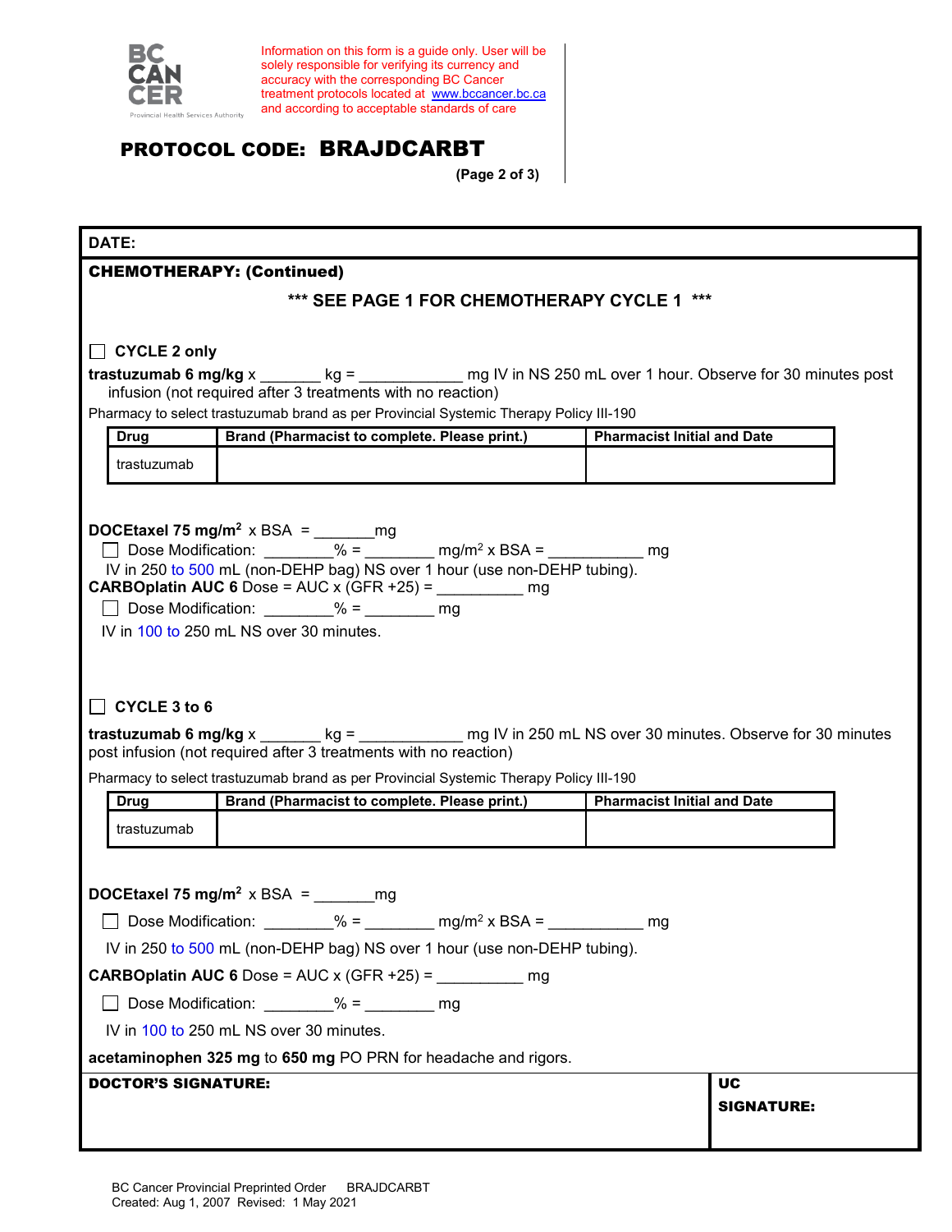Information on this form is a guide only. User will be solely responsible for verifying its currency and accuracy with the corresponding BC Cancer treatment protocols located at www.bccancer.bc.ca and according to acceptable standards of care

**PROTOCOL CODE: BRAJDCARBT**

**DATE:**

**CHEMOTHERAPY: (Continued)**

**\*\*\* SEE PAGE 1 FOR CHEMOTHERAPY CYCLE 1 \*\*\***

☐ **CYCLE 2 only**

**trastuzumab 6 mg/kg** x _______ kg = ____________ mg IV in NS 250 mL over 1 hour. Observe for 30 minutes post infusion (not required after 3 treatments with no reaction)

Pharmacy to select trastuzumab brand as per Provincial Systemic Therapy Policy III-190

| Drug | Brand (Pharmacist to complete. Please print.) | Pharmacist Initial and Date |
|---|---|---|
| trastuzumab | | |

**DOCEtaxel 75 mg/m²** x BSA = _______mg

☐ Dose Modification: ________% = ________ mg/m² x BSA = ___________ mg

IV in 250 to 500 mL (non-DEHP bag) NS over 1 hour (use non-DEHP tubing).

**CARBOplatin AUC 6** Dose = AUC x (GFR +25) = __________ mg

☐ Dose Modification: ________% = ________ mg

IV in 100 to 250 mL NS over 30 minutes.

☐ **CYCLE 3 to 6**

**trastuzumab 6 mg/kg** x _______ kg = ____________ mg IV in 250 mL NS over 30 minutes. Observe for 30 minutes post infusion (not required after 3 treatments with no reaction)

Pharmacy to select trastuzumab brand as per Provincial Systemic Therapy Policy III-190

| Drug | Brand (Pharmacist to complete. Please print.) | Pharmacist Initial and Date |
|---|---|---|
| trastuzumab | | |

**DOCEtaxel 75 mg/m²** x BSA = _______mg

☐ Dose Modification: ________% = ________ mg/m² x BSA = ___________ mg

IV in 250 to 500 mL (non-DEHP bag) NS over 1 hour (use non-DEHP tubing).

**CARBOplatin AUC 6** Dose = AUC x (GFR +25) = __________ mg

☐ Dose Modification: ________% = ________ mg

IV in 100 to 250 mL NS over 30 minutes.

**acetaminophen 325 mg** to **650 mg** PO PRN for headache and rigors.

| **DOCTOR'S SIGNATURE:** | **UC SIGNATURE:** |
|---|---|
| | |

BC Cancer Provincial Preprinted Order BRAJDCARBT
Created: Aug 1, 2007 Revised: 1 May 2021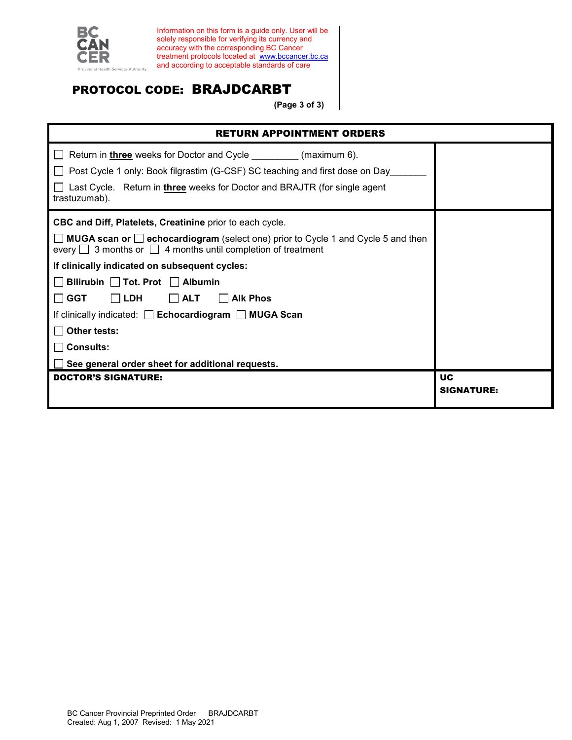Information on this form is a guide only. User will be solely responsible for verifying its currency and accuracy with the corresponding BC Cancer treatment protocols located at www.bccancer.bc.ca and according to acceptable standards of care

**PROTOCOL CODE: BRAJDCARBT**

**(Page 3 of 3)**

| **RETURN APPOINTMENT ORDERS** | |
|---|---|
| ☐ Return in **three** weeks for Doctor and Cycle _________ (maximum 6).<br>☐ Post Cycle 1 only: Book filgrastim (G-CSF) SC teaching and first dose on Day_______<br>☐ Last Cycle. Return in **three** weeks for Doctor and BRAJTR (for single agent trastuzumab). | |
| **CBC and Diff, Platelets, Creatinine** prior to each cycle.<br>☐ **MUGA scan or** ☐ **echocardiogram** (select one) prior to Cycle 1 and Cycle 5 and then every ☐ 3 months or ☐ 4 months until completion of treatment<br>**If clinically indicated on subsequent cycles:**<br>☐ **Bilirubin** ☐ **Tot. Prot** ☐ **Albumin**<br>☐ **GGT** ☐ **LDH** ☐ **ALT** ☐ **Alk Phos**<br>If clinically indicated: ☐ **Echocardiogram** ☐ **MUGA Scan**<br>☐ **Other tests:**<br>☐ **Consults:**<br>☐ **See general order sheet for additional requests.** | |
| **DOCTOR'S SIGNATURE:** | **UC**<br>**SIGNATURE:** |

BC Cancer Provincial Preprinted Order BRAJDCARBT
Created: Aug 1, 2007 Revised: 1 May 2021